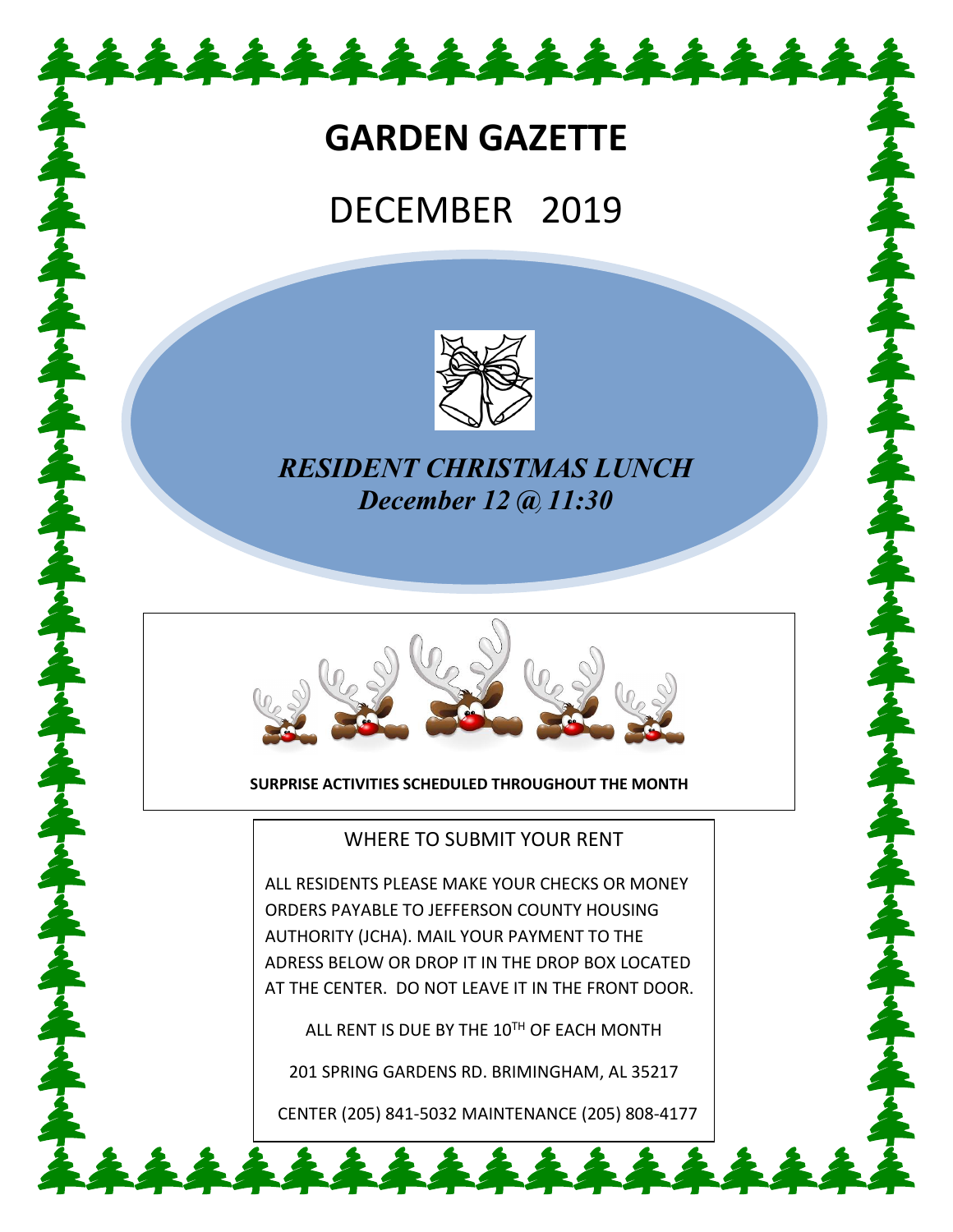# GARDEN GAZETTE

## DECEMBER 2019

***RESIDENT CHRISTMAS LUNCH***
***December 12 @ 11:30***

**SURPRISE ACTIVITIES SCHEDULED THROUGHOUT THE MONTH**

WHERE TO SUBMIT YOUR RENT

ALL RESIDENTS PLEASE MAKE YOUR CHECKS OR MONEY ORDERS PAYABLE TO JEFFERSON COUNTY HOUSING AUTHORITY (JCHA). MAIL YOUR PAYMENT TO THE ADRESS BELOW OR DROP IT IN THE DROP BOX LOCATED AT THE CENTER. DO NOT LEAVE IT IN THE FRONT DOOR.

ALL RENT IS DUE BY THE 10TH OF EACH MONTH

201 SPRING GARDENS RD. BRIMINGHAM, AL 35217

CENTER (205) 841-5032 MAINTENANCE (205) 808-4177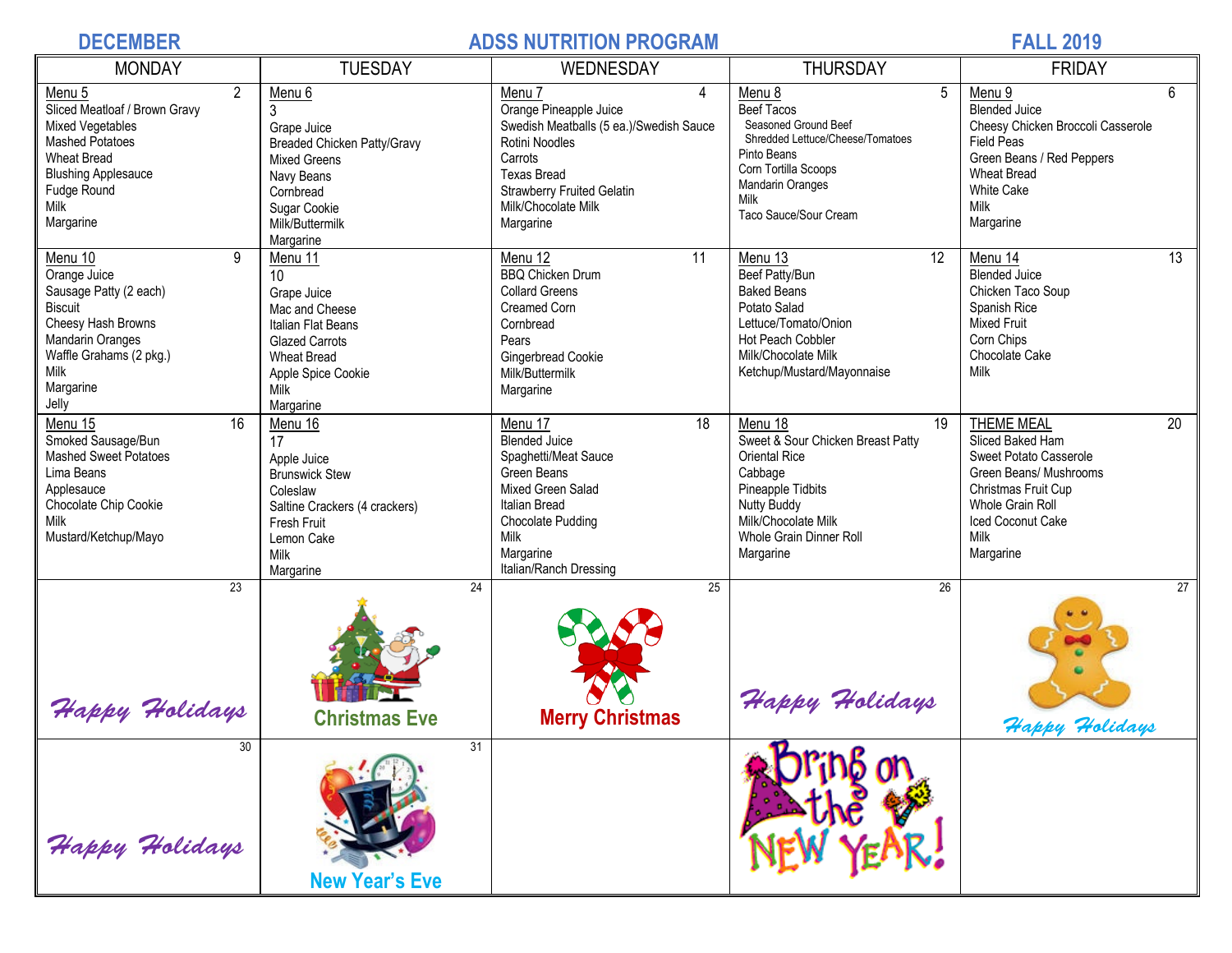**DECEMBER** | **ADSS NUTRITION PROGRAM** | **FALL 2019**

| MONDAY | TUESDAY | WEDNESDAY | THURSDAY | FRIDAY |
|---|---|---|---|---|
| Menu 5 (2)<br>Sliced Meatloaf / Brown Gravy<br>Mixed Vegetables<br>Mashed Potatoes<br>Wheat Bread<br>Blushing Applesauce<br>Fudge Round<br>Milk<br>Margarine | Menu 6<br>3<br>Grape Juice<br>Breaded Chicken Patty/Gravy<br>Mixed Greens<br>Navy Beans<br>Cornbread<br>Sugar Cookie<br>Milk/Buttermilk<br>Margarine | Menu 7 (4)<br>Orange Pineapple Juice<br>Swedish Meatballs (5 ea.)/Swedish Sauce<br>Rotini Noodles<br>Carrots<br>Texas Bread<br>Strawberry Fruited Gelatin<br>Milk/Chocolate Milk<br>Margarine | Menu 8 (5)<br>Beef Tacos<br>Seasoned Ground Beef<br>Shredded Lettuce/Cheese/Tomatoes<br>Pinto Beans<br>Corn Tortilla Scoops<br>Mandarin Oranges<br>Milk<br>Taco Sauce/Sour Cream | Menu 9 (6)<br>Blended Juice<br>Cheesy Chicken Broccoli Casserole<br>Field Peas<br>Green Beans / Red Peppers<br>Wheat Bread<br>White Cake<br>Milk<br>Margarine |
| Menu 10 (9)<br>Orange Juice<br>Sausage Patty (2 each)<br>Biscuit<br>Cheesy Hash Browns<br>Mandarin Oranges<br>Waffle Grahams (2 pkg.)<br>Milk<br>Margarine<br>Jelly | Menu 11<br>10<br>Grape Juice<br>Mac and Cheese<br>Italian Flat Beans<br>Glazed Carrots<br>Wheat Bread<br>Apple Spice Cookie<br>Milk<br>Margarine | Menu 12 (11)<br>BBQ Chicken Drum<br>Collard Greens<br>Creamed Corn<br>Cornbread<br>Pears<br>Gingerbread Cookie<br>Milk/Buttermilk<br>Margarine | Menu 13 (12)<br>Beef Patty/Bun<br>Baked Beans<br>Potato Salad<br>Lettuce/Tomato/Onion<br>Hot Peach Cobbler<br>Milk/Chocolate Milk<br>Ketchup/Mustard/Mayonnaise | Menu 14 (13)<br>Blended Juice<br>Chicken Taco Soup<br>Spanish Rice<br>Mixed Fruit<br>Corn Chips<br>Chocolate Cake<br>Milk |
| Menu 15 (16)<br>Smoked Sausage/Bun<br>Mashed Sweet Potatoes<br>Lima Beans<br>Applesauce<br>Chocolate Chip Cookie<br>Milk<br>Mustard/Ketchup/Mayo | Menu 16<br>17<br>Apple Juice<br>Brunswick Stew<br>Coleslaw<br>Saltine Crackers (4 crackers)<br>Fresh Fruit<br>Lemon Cake<br>Milk<br>Margarine | Menu 17 (18)<br>Blended Juice<br>Spaghetti/Meat Sauce<br>Green Beans<br>Mixed Green Salad<br>Italian Bread<br>Chocolate Pudding<br>Milk<br>Margarine<br>Italian/Ranch Dressing | Menu 18 (19)<br>Sweet & Sour Chicken Breast Patty<br>Oriental Rice<br>Cabbage<br>Pineapple Tidbits<br>Nutty Buddy<br>Milk/Chocolate Milk<br>Whole Grain Dinner Roll<br>Margarine | THEME MEAL (20)<br>Sliced Baked Ham<br>Sweet Potato Casserole<br>Green Beans/ Mushrooms<br>Christmas Fruit Cup<br>Whole Grain Roll<br>Iced Coconut Cake<br>Milk<br>Margarine |
| 23<br>Happy Holidays | 24<br>Christmas Eve | 25<br>Merry Christmas | 26<br>Happy Holidays | 27<br>Happy Holidays |
| 30<br>Happy Holidays | 31<br>New Year's Eve | | Bring on the NEW YEAR! | |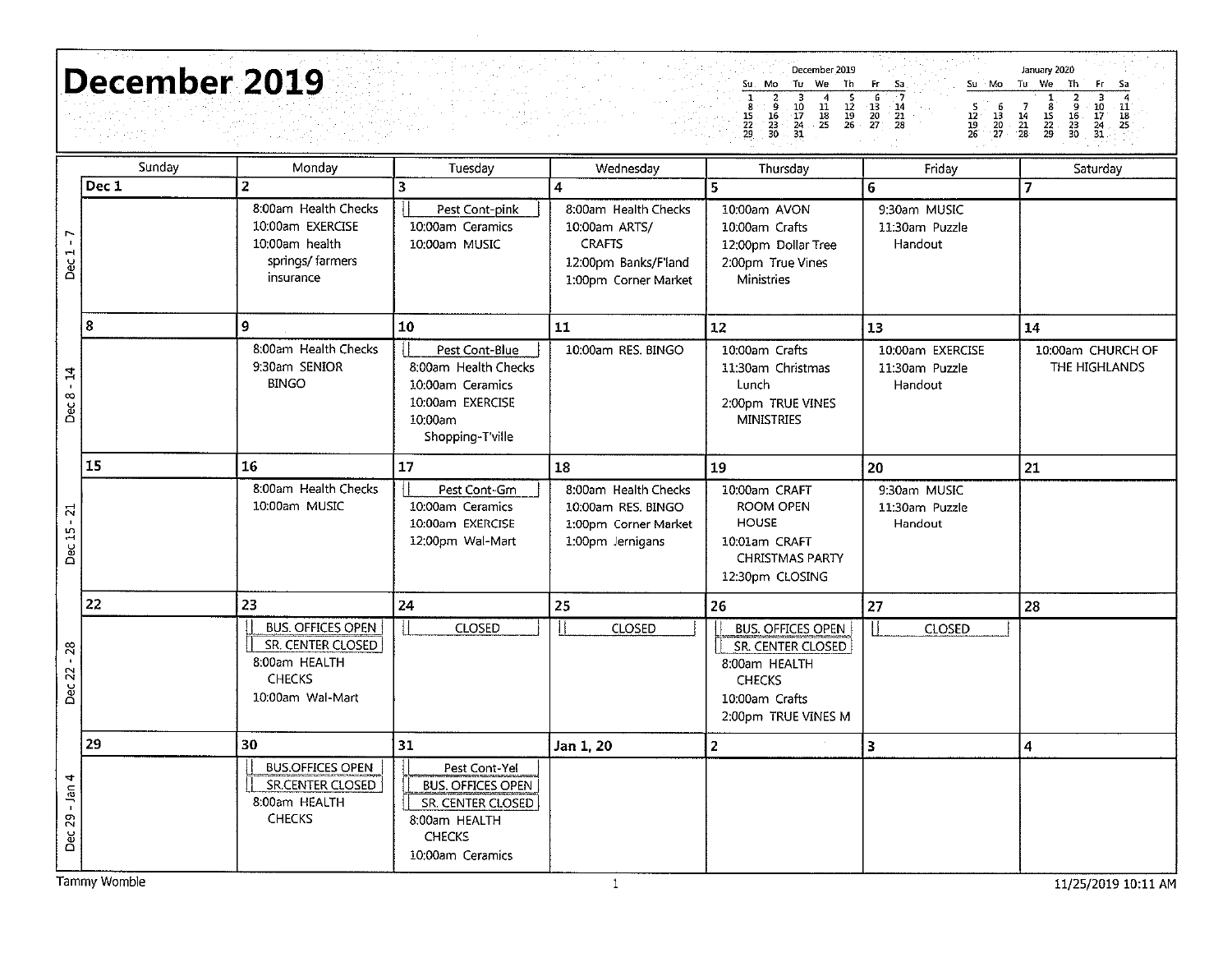# December 2019

| December 2019 | | | | | | |
|---|---|---|---|---|---|---|
| Su | Mo | Tu | We | Th | Fr | Sa |
| 1 | 2 | 3 | 4 | 5 | 6 | 7 |
| 8 | 9 | 10 | 11 | 12 | 13 | 14 |
| 15 | 16 | 17 | 18 | 19 | 20 | 21 |
| 22 | 23 | 24 | 25 | 26 | 27 | 28 |
| 29 | 30 | 31 | | | | |

| January 2020 | | | | | | |
|---|---|---|---|---|---|---|
| Su | Mo | Tu | We | Th | Fr | Sa |
| | | | 1 | 2 | 3 | 4 |
| 5 | 6 | 7 | 8 | 9 | 10 | 11 |
| 12 | 13 | 14 | 15 | 16 | 17 | 18 |
| 19 | 20 | 21 | 22 | 23 | 24 | 25 |
| 26 | 27 | 28 | 29 | 30 | 31 | |

| | Sunday | Monday | Tuesday | Wednesday | Thursday | Friday | Saturday |
|---|---|---|---|---|---|---|---|
| Dec 1 - 7 | Dec 1 | 2<br>8:00am Health Checks<br>10:00am EXERCISE<br>10:00am health springs/ farmers insurance | 3<br>Pest Cont-pink<br>10:00am Ceramics<br>10:00am MUSIC | 4<br>8:00am Health Checks<br>10:00am ARTS/ CRAFTS<br>12:00pm Banks/F'land<br>1:00pm Corner Market | 5<br>10:00am AVON<br>10:00am Crafts<br>12:00pm Dollar Tree<br>2:00pm True Vines Ministries | 6<br>9:30am MUSIC<br>11:30am Puzzle Handout | 7 |
| Dec 8 - 14 | 8 | 9<br>8:00am Health Checks<br>9:30am SENIOR BINGO | 10<br>Pest Cont-Blue<br>8:00am Health Checks<br>10:00am Ceramics<br>10:00am EXERCISE<br>10:00am Shopping-T'ville | 11<br>10:00am RES. BINGO | 12<br>10:00am Crafts<br>11:30am Christmas Lunch<br>2:00pm TRUE VINES MINISTRIES | 13<br>10:00am EXERCISE<br>11:30am Puzzle Handout | 14<br>10:00am CHURCH OF THE HIGHLANDS |
| Dec 15 - 21 | 15 | 16<br>8:00am Health Checks<br>10:00am MUSIC | 17<br>Pest Cont-Grn<br>10:00am Ceramics<br>10:00am EXERCISE<br>12:00pm Wal-Mart | 18<br>8:00am Health Checks<br>10:00am RES. BINGO<br>1:00pm Corner Market<br>1:00pm Jernigans | 19<br>10:00am CRAFT ROOM OPEN HOUSE<br>10:01am CRAFT CHRISTMAS PARTY<br>12:30pm CLOSING | 20<br>9:30am MUSIC<br>11:30am Puzzle Handout | 21 |
| Dec 22 - 28 | 22 | 23<br>BUS. OFFICES OPEN<br>SR. CENTER CLOSED<br>8:00am HEALTH CHECKS<br>10:00am Wal-Mart | 24<br>CLOSED | 25<br>CLOSED | 26<br>BUS. OFFICES OPEN<br>SR. CENTER CLOSED<br>8:00am HEALTH CHECKS<br>10:00am Crafts<br>2:00pm TRUE VINES M | 27<br>CLOSED | 28 |
| Dec 29 - Jan 4 | 29 | 30<br>BUS.OFFICES OPEN<br>SR.CENTER CLOSED<br>8:00am HEALTH CHECKS | 31<br>Pest Cont-Yel<br>BUS. OFFICES OPEN<br>SR. CENTER CLOSED<br>8:00am HEALTH CHECKS<br>10:00am Ceramics | Jan 1, 20 | 2 | 3 | 4 |

Tammy Womble

11/25/2019 10:11 AM